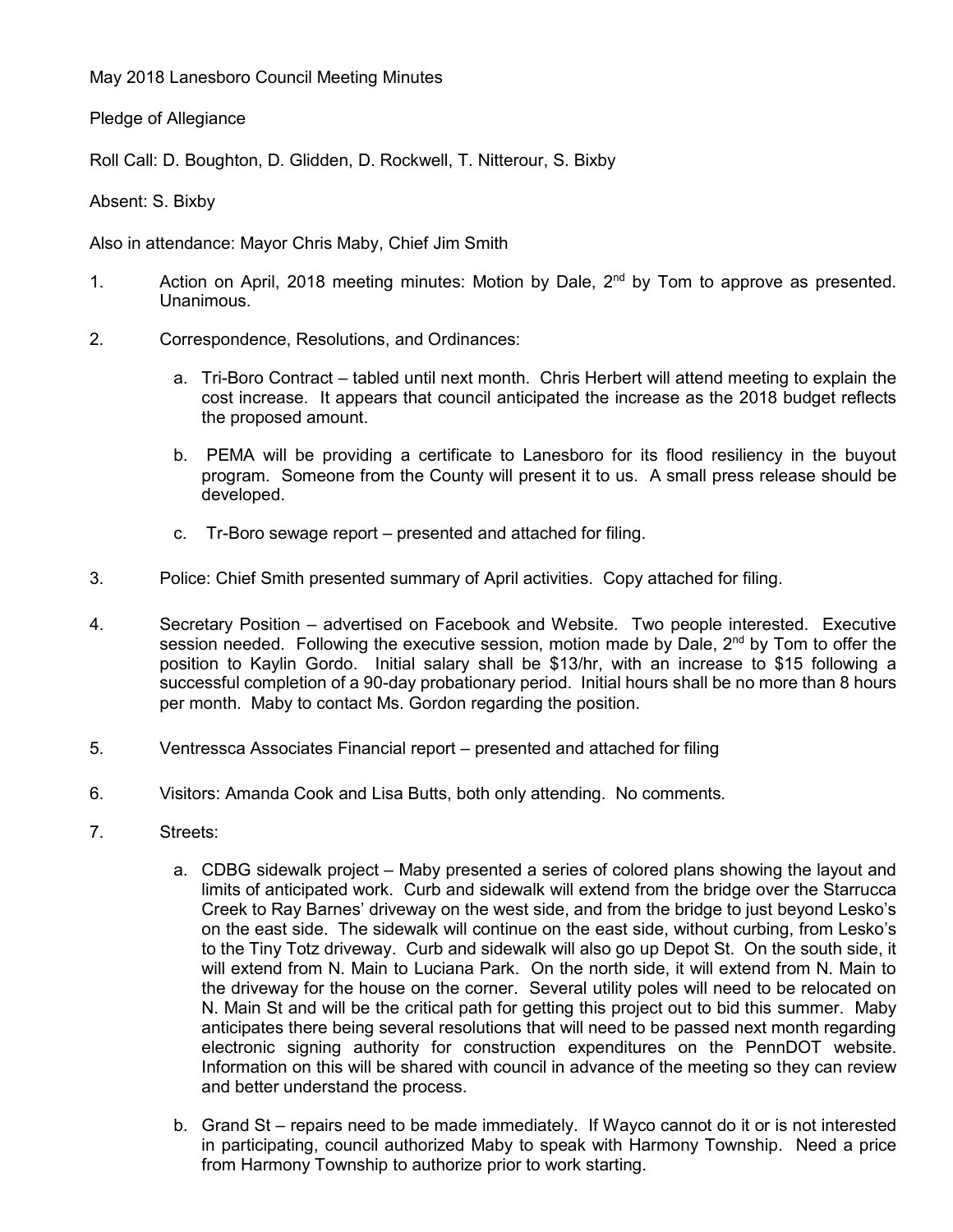May 2018 Lanesboro Council Meeting Minutes

Pledge of Allegiance

Roll Call: D. Boughton, D. Glidden, D. Rockwell, T. Nitterour, S. Bixby

Absent: S. Bixby

Also in attendance: Mayor Chris Maby, Chief Jim Smith

1. Action on April, 2018 meeting minutes: Motion by Dale, 2nd by Tom to approve as presented. Unanimous.

2. Correspondence, Resolutions, and Ordinances:

   a. Tri-Boro Contract – tabled until next month. Chris Herbert will attend meeting to explain the cost increase. It appears that council anticipated the increase as the 2018 budget reflects the proposed amount.

   b. PEMA will be providing a certificate to Lanesboro for its flood resiliency in the buyout program. Someone from the County will present it to us. A small press release should be developed.

   c. Tr-Boro sewage report – presented and attached for filing.

3. Police: Chief Smith presented summary of April activities. Copy attached for filing.

4. Secretary Position – advertised on Facebook and Website. Two people interested. Executive session needed. Following the executive session, motion made by Dale, 2nd by Tom to offer the position to Kaylin Gordo. Initial salary shall be $13/hr, with an increase to $15 following a successful completion of a 90-day probationary period. Initial hours shall be no more than 8 hours per month. Maby to contact Ms. Gordon regarding the position.

5. Ventressca Associates Financial report – presented and attached for filing

6. Visitors: Amanda Cook and Lisa Butts, both only attending. No comments.

7. Streets:

   a. CDBG sidewalk project – Maby presented a series of colored plans showing the layout and limits of anticipated work. Curb and sidewalk will extend from the bridge over the Starrucca Creek to Ray Barnes' driveway on the west side, and from the bridge to just beyond Lesko's on the east side. The sidewalk will continue on the east side, without curbing, from Lesko's to the Tiny Totz driveway. Curb and sidewalk will also go up Depot St. On the south side, it will extend from N. Main to Luciana Park. On the north side, it will extend from N. Main to the driveway for the house on the corner. Several utility poles will need to be relocated on N. Main St and will be the critical path for getting this project out to bid this summer. Maby anticipates there being several resolutions that will need to be passed next month regarding electronic signing authority for construction expenditures on the PennDOT website. Information on this will be shared with council in advance of the meeting so they can review and better understand the process.

   b. Grand St – repairs need to be made immediately. If Wayco cannot do it or is not interested in participating, council authorized Maby to speak with Harmony Township. Need a price from Harmony Township to authorize prior to work starting.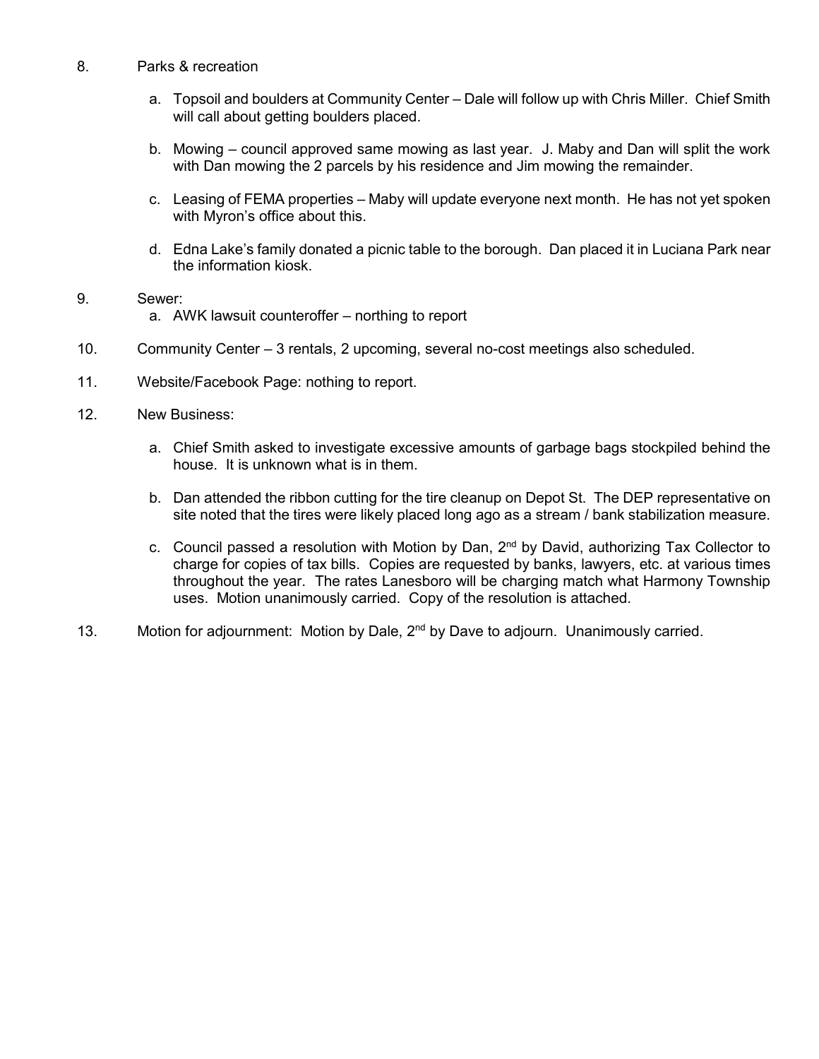8. Parks & recreation

   a. Topsoil and boulders at Community Center – Dale will follow up with Chris Miller. Chief Smith will call about getting boulders placed.

   b. Mowing – council approved same mowing as last year. J. Maby and Dan will split the work with Dan mowing the 2 parcels by his residence and Jim mowing the remainder.

   c. Leasing of FEMA properties – Maby will update everyone next month. He has not yet spoken with Myron's office about this.

   d. Edna Lake's family donated a picnic table to the borough. Dan placed it in Luciana Park near the information kiosk.

9. Sewer:

   a. AWK lawsuit counteroffer – northing to report

10. Community Center – 3 rentals, 2 upcoming, several no-cost meetings also scheduled.

11. Website/Facebook Page: nothing to report.

12. New Business:

    a. Chief Smith asked to investigate excessive amounts of garbage bags stockpiled behind the house. It is unknown what is in them.

    b. Dan attended the ribbon cutting for the tire cleanup on Depot St. The DEP representative on site noted that the tires were likely placed long ago as a stream / bank stabilization measure.

    c. Council passed a resolution with Motion by Dan, 2nd by David, authorizing Tax Collector to charge for copies of tax bills. Copies are requested by banks, lawyers, etc. at various times throughout the year. The rates Lanesboro will be charging match what Harmony Township uses. Motion unanimously carried. Copy of the resolution is attached.

13. Motion for adjournment: Motion by Dale, 2nd by Dave to adjourn. Unanimously carried.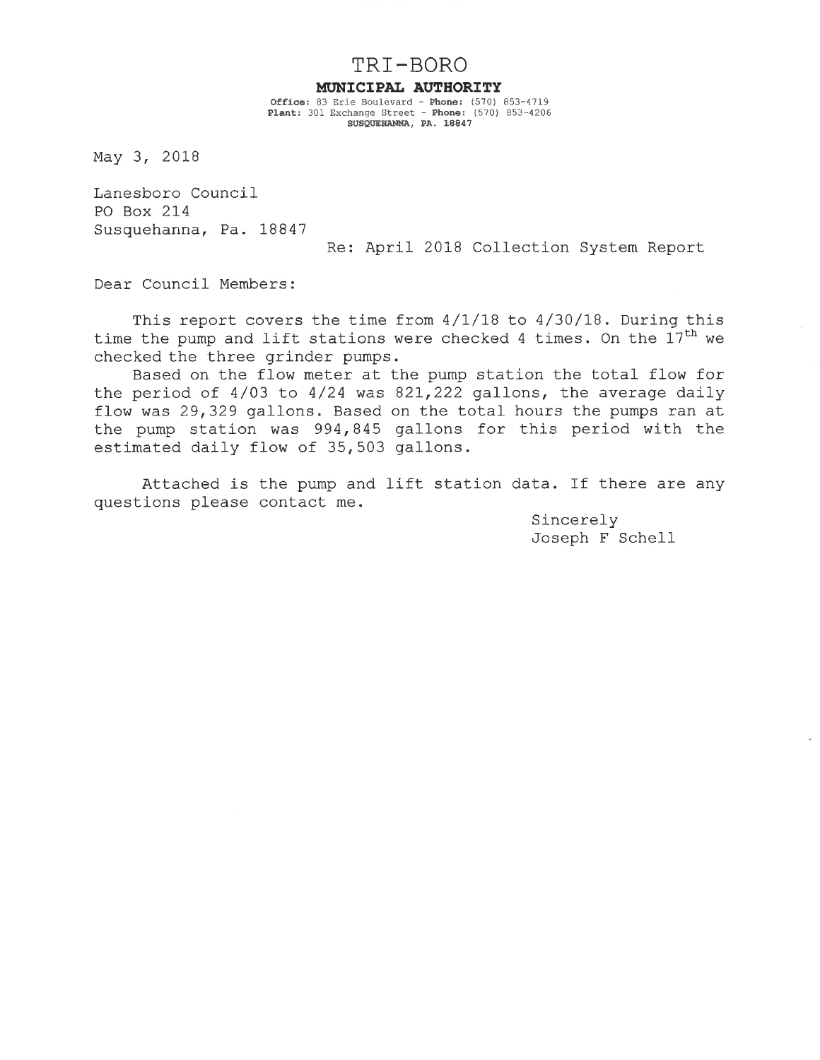# TRI-BORO

**MUNICIPAL AUTHORITY**

**Office:** 83 Erie Boulevard - **Phone:** (570) 853-4719
**Plant:** 301 Exchange Street - **Phone:** (570) 853-4206
**SUSQUEHANNA, PA. 18847**

May 3, 2018

Lanesboro Council
PO Box 214
Susquehanna, Pa. 18847

Re: April 2018 Collection System Report

Dear Council Members:

This report covers the time from 4/1/18 to 4/30/18. During this time the pump and lift stations were checked 4 times. On the 17th we checked the three grinder pumps.

Based on the flow meter at the pump station the total flow for the period of 4/03 to 4/24 was 821,222 gallons, the average daily flow was 29,329 gallons. Based on the total hours the pumps ran at the pump station was 994,845 gallons for this period with the estimated daily flow of 35,503 gallons.

Attached is the pump and lift station data. If there are any questions please contact me.

Sincerely
Joseph F Schell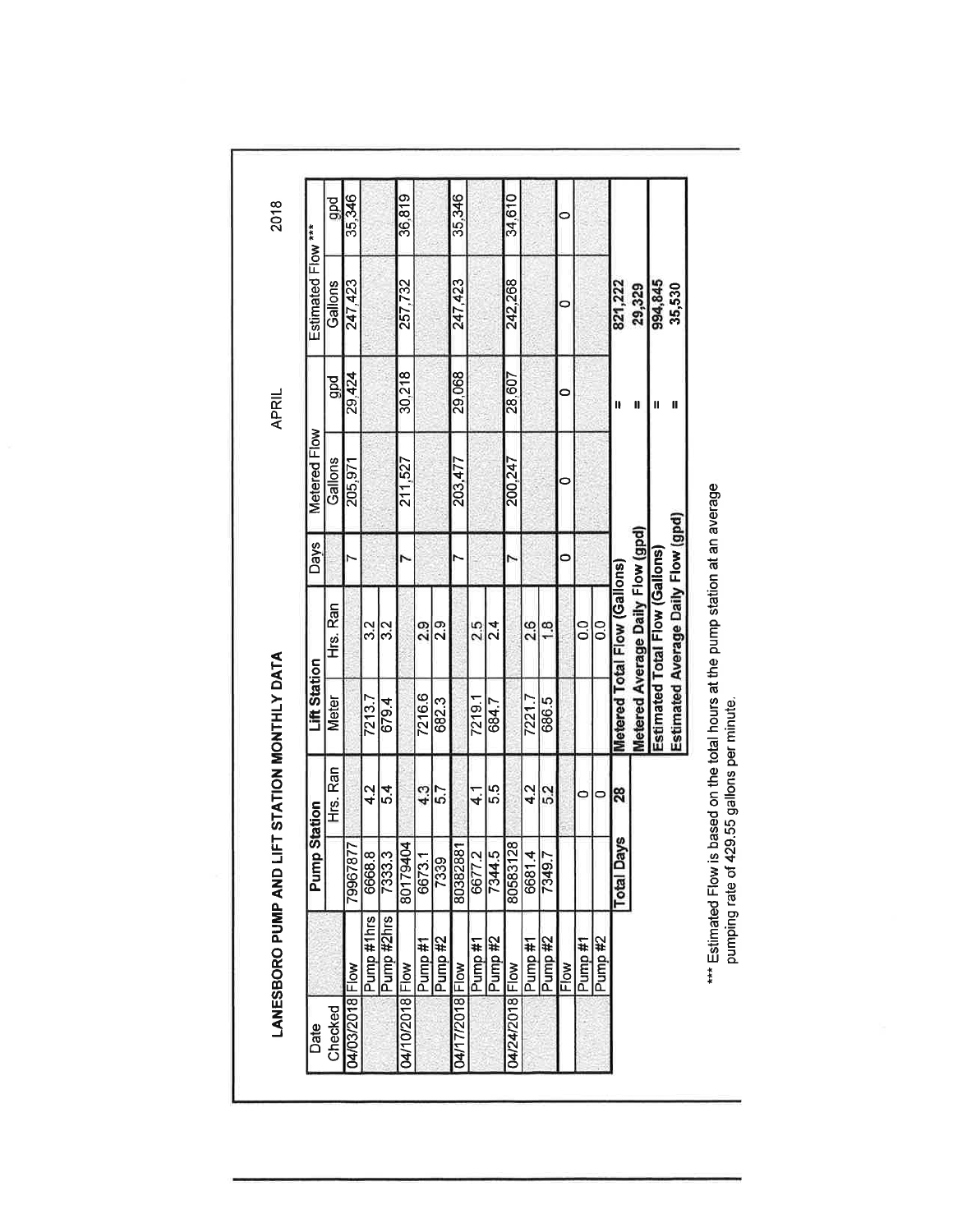# LANESBORO PUMP AND LIFT STATION MONTHLY DATA

APRIL 2018

| Date Checked | | Pump Station | | Lift Station | | Days | Metered Flow | | Estimated Flow *** | |
|---|---|---|---|---|---|---|---|---|---|---|
| | | | Hrs. Ran | Meter | Hrs. Ran | | Gallons | gpd | Gallons | gpd |
| 04/03/2018 | Flow | 79967877 | | | | 7 | 205,971 | 29,424 | 247,423 | 35,346 |
| | Pump #1hrs | 6668.8 | 4.2 | 7213.7 | 3.2 | | | | | |
| | Pump #2hrs | 7333.3 | 5.4 | 679.4 | 3.2 | | | | | |
| 04/10/2018 | Flow | 80179404 | | | | 7 | 211,527 | 30,218 | 257,732 | 36,819 |
| | Pump #1 | 6673.1 | 4.3 | 7216.6 | 2.9 | | | | | |
| | Pump #2 | 7339 | 5.7 | 682.3 | 2.9 | | | | | |
| 04/17/2018 | Flow | 80382881 | | | | 7 | 203,477 | 29,068 | 247,423 | 35,346 |
| | Pump #1 | 6677.2 | 4.1 | 7219.1 | 2.5 | | | | | |
| | Pump #2 | 7344.5 | 5.5 | 684.7 | 2.4 | | | | | |
| 04/24/2018 | Flow | 80583128 | | | | 7 | 200,247 | 28,607 | 242,268 | 34,610 |
| | Pump #1 | 6681.4 | 4.2 | 7221.7 | 2.6 | | | | | |
| | Pump #2 | 7349.7 | 5.2 | 686.5 | 1.8 | | | | | |
| | Flow | | | | | 0 | 0 | 0 | 0 | 0 |
| | Pump #1 | | 0 | | 0.0 | | | | | |
| | Pump #2 | | 0 | | 0.0 | | | | | |
| | | Total Days | 28 | Metered Total Flow (Gallons) | | | = | | 821,222 | |
| | | | | Metered Average Daily Flow (gpd) | | | = | | 29,329 | |
| | | | | Estimated Total Flow (Gallons) | | | = | | 994,845 | |
| | | | | Estimated Average Daily Flow (gpd) | | | = | | 35,530 | |

*** Estimated Flow is based on the total hours at the pump station at an average pumping rate of 429.55 gallons per minute.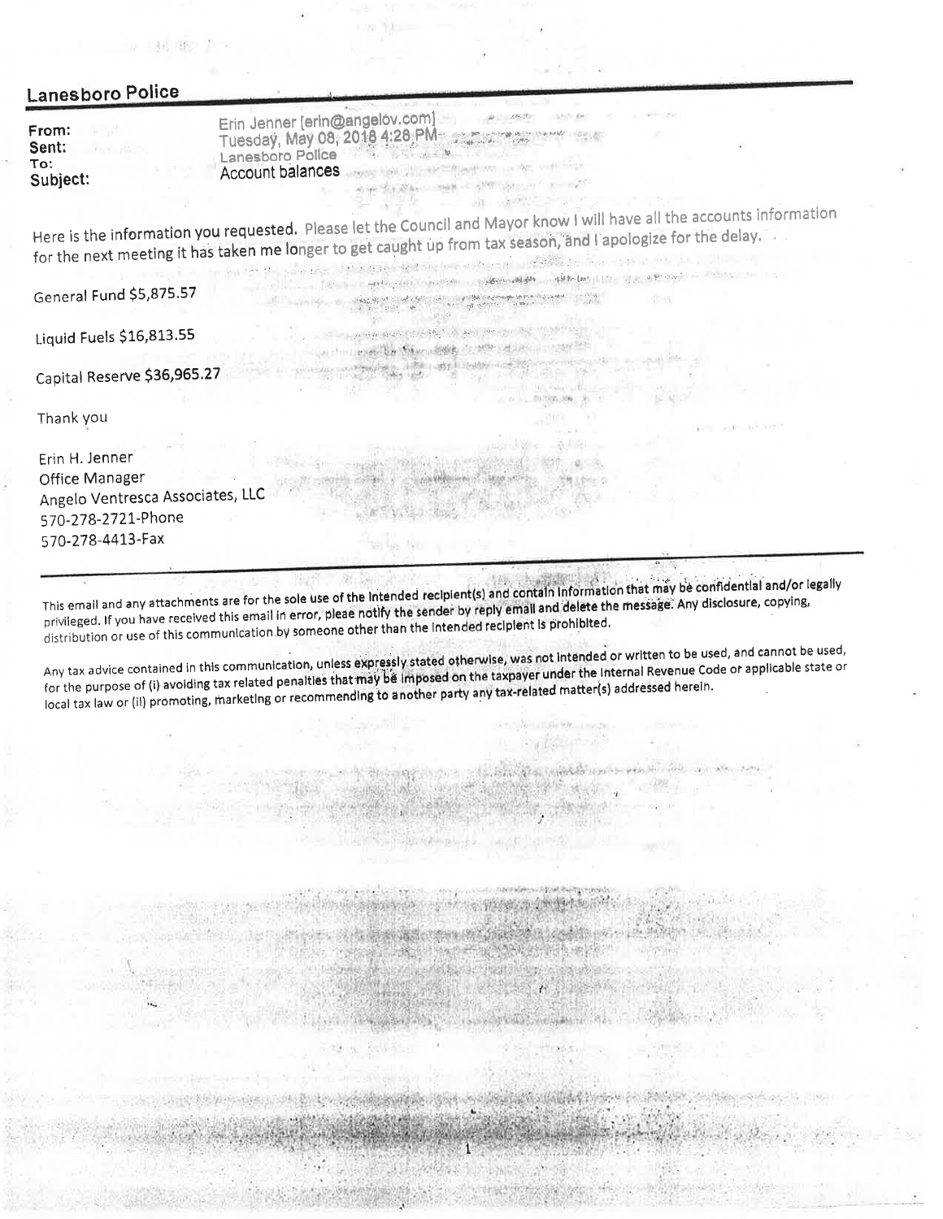## Lanesboro Police

**From:** Erin Jenner [erin@angelov.com]
**Sent:** Tuesday, May 08, 2018 4:28 PM
**To:** Lanesboro Police
**Subject:** Account balances

Here is the information you requested. Please let the Council and Mayor know I will have all the accounts information for the next meeting it has taken me longer to get caught up from tax season, and I apologize for the delay.

General Fund $5,875.57

Liquid Fuels $16,813.55

Capital Reserve $36,965.27

Thank you

Erin H. Jenner
Office Manager
Angelo Ventresca Associates, LLC
570-278-2721-Phone
570-278-4413-Fax

---

This email and any attachments are for the sole use of the intended recipient(s) and contain information that may be confidential and/or legally privileged. If you have received this email in error, pleae notify the sender by reply email and delete the message. Any disclosure, copying, distribution or use of this communication by someone other than the intended recipient is prohibited.

Any tax advice contained in this communication, unless expressly stated otherwise, was not intended or written to be used, and cannot be used, for the purpose of (i) avoiding tax related penalties that may be imposed on the taxpayer under the Internal Revenue Code or applicable state or local tax law or (ii) promoting, marketing or recommending to another party any tax-related matter(s) addressed herein.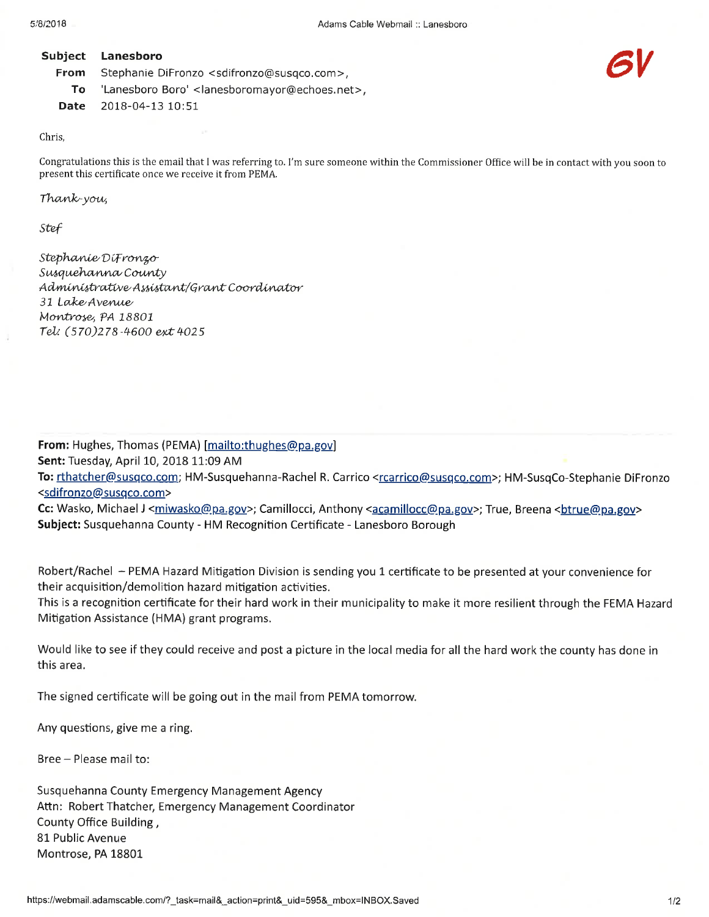**6V**

| | |
|---|---|
| **Subject** | **Lanesboro** |
| **From** | Stephanie DiFronzo <sdifronzo@susqco.com>, |
| **To** | 'Lanesboro Boro' <lanesboromayor@echoes.net>, |
| **Date** | 2018-04-13 10:51 |

Chris,

Congratulations this is the email that I was referring to. I'm sure someone within the Commissioner Office will be in contact with you soon to present this certificate once we receive it from PEMA.

*Thank-you,*

*Stef*

*Stephanie DiFronzo*
*Susquehanna County*
*Administrative Assistant/Grant Coordinator*
*31 Lake Avenue*
*Montrose, PA 18801*
*Tel: (570)278-4600 ext 4025*

**From:** Hughes, Thomas (PEMA) [mailto:thughes@pa.gov]
**Sent:** Tuesday, April 10, 2018 11:09 AM
**To:** rthatcher@susqco.com; HM-Susquehanna-Rachel R. Carrico <rcarrico@susqco.com>; HM-SusqCo-Stephanie DiFronzo <sdifronzo@susqco.com>
**Cc:** Wasko, Michael J <miwasko@pa.gov>; Camillocci, Anthony <acamillocc@pa.gov>; True, Breena <btrue@pa.gov>
**Subject:** Susquehanna County - HM Recognition Certificate - Lanesboro Borough

Robert/Rachel – PEMA Hazard Mitigation Division is sending you 1 certificate to be presented at your convenience for their acquisition/demolition hazard mitigation activities.
This is a recognition certificate for their hard work in their municipality to make it more resilient through the FEMA Hazard Mitigation Assistance (HMA) grant programs.

Would like to see if they could receive and post a picture in the local media for all the hard work the county has done in this area.

The signed certificate will be going out in the mail from PEMA tomorrow.

Any questions, give me a ring.

Bree – Please mail to:

Susquehanna County Emergency Management Agency
Attn: Robert Thatcher, Emergency Management Coordinator
County Office Building ,
81 Public Avenue
Montrose, PA 18801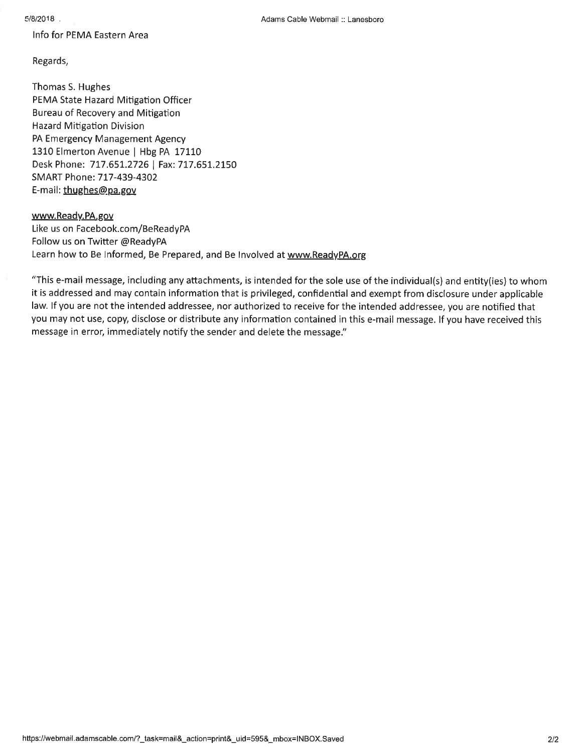Info for PEMA Eastern Area

Regards,

Thomas S. Hughes
PEMA State Hazard Mitigation Officer
Bureau of Recovery and Mitigation
Hazard Mitigation Division
PA Emergency Management Agency
1310 Elmerton Avenue | Hbg PA 17110
Desk Phone: 717.651.2726 | Fax: 717.651.2150
SMART Phone: 717-439-4302
E-mail: thughes@pa.gov

www.Ready.PA.gov
Like us on Facebook.com/BeReadyPA
Follow us on Twitter @ReadyPA
Learn how to Be Informed, Be Prepared, and Be Involved at www.ReadyPA.org

"This e-mail message, including any attachments, is intended for the sole use of the individual(s) and entity(ies) to whom it is addressed and may contain information that is privileged, confidential and exempt from disclosure under applicable law. If you are not the intended addressee, nor authorized to receive for the intended addressee, you are notified that you may not use, copy, disclose or distribute any information contained in this e-mail message. If you have received this message in error, immediately notify the sender and delete the message."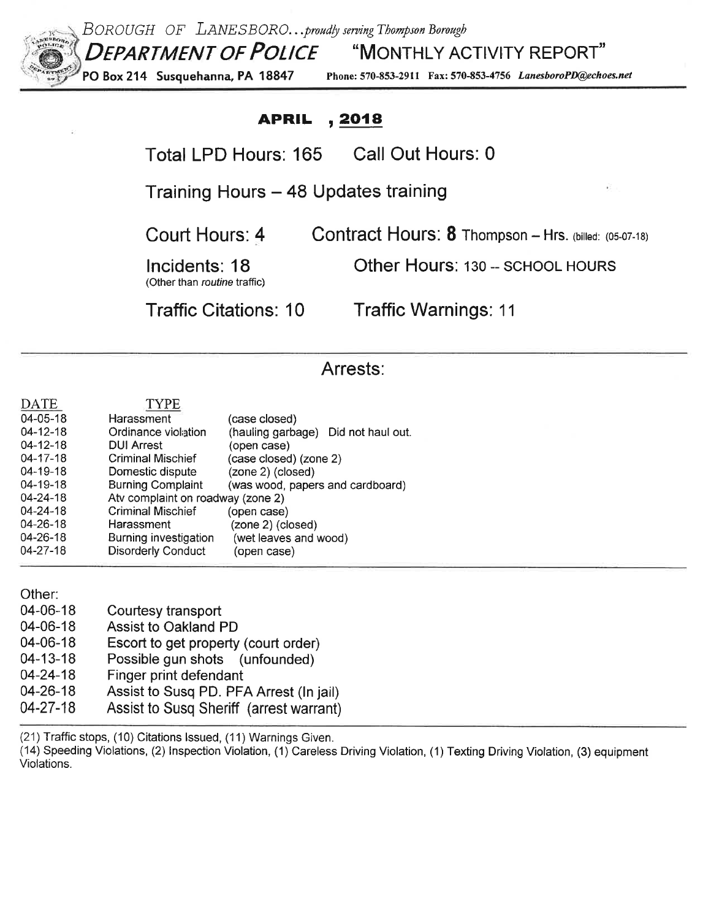*Borough of Lanesboro...proudly serving Thompson Borough*

**Department of Police** "MONTHLY ACTIVITY REPORT"

**PO Box 214 Susquehanna, PA 18847** Phone: 570-853-2911 Fax: 570-853-4756 *LanesboroPD@echoes.net*

## APRIL , 2018

Total LPD Hours: 165 Call Out Hours: 0

Training Hours – 48 Updates training

Court Hours: 4 Contract Hours: **8** Thompson – Hrs. (billed: (05-07-18)

Incidents: 18 Other Hours: 130 -- SCHOOL HOURS
(Other than *routine* traffic)

Traffic Citations: 10 Traffic Warnings: 11

## Arrests:

| DATE | TYPE | |
|---|---|---|
| 04-05-18 | Harassment | (case closed) |
| 04-12-18 | Ordinance violation | (hauling garbage) Did not haul out. |
| 04-12-18 | DUI Arrest | (open case) |
| 04-17-18 | Criminal Mischief | (case closed) (zone 2) |
| 04-19-18 | Domestic dispute | (zone 2) (closed) |
| 04-19-18 | Burning Complaint | (was wood, papers and cardboard) |
| 04-24-18 | Atv complaint on roadway (zone 2) | |
| 04-24-18 | Criminal Mischief | (open case) |
| 04-26-18 | Harassment | (zone 2) (closed) |
| 04-26-18 | Burning investigation | (wet leaves and wood) |
| 04-27-18 | Disorderly Conduct | (open case) |

Other:

| | |
|---|---|
| 04-06-18 | Courtesy transport |
| 04-06-18 | Assist to Oakland PD |
| 04-06-18 | Escort to get property (court order) |
| 04-13-18 | Possible gun shots (unfounded) |
| 04-24-18 | Finger print defendant |
| 04-26-18 | Assist to Susq PD. PFA Arrest (In jail) |
| 04-27-18 | Assist to Susq Sheriff (arrest warrant) |

(21) Traffic stops, (10) Citations Issued, (11) Warnings Given.

(14) Speeding Violations, (2) Inspection Violation, (1) Careless Driving Violation, (1) Texting Driving Violation, (3) equipment Violations.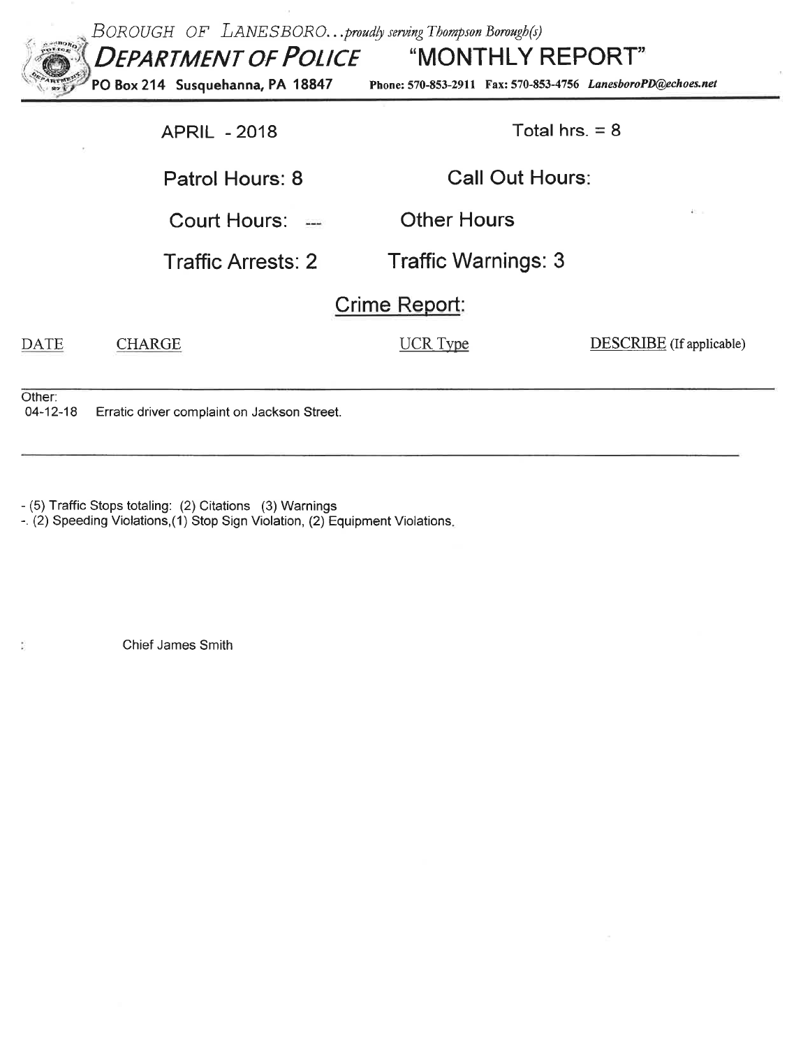*BOROUGH OF LANESBORO...proudly serving Thompson Borough(s)*

# DEPARTMENT OF POLICE "MONTHLY REPORT"

**PO Box 214 Susquehanna, PA 18847** Phone: 570-853-2911 Fax: 570-853-4756 *LanesboroPD@echoes.net*

APRIL - 2018 Total hrs. = 8

Patrol Hours: 8 Call Out Hours:

Court Hours: --- Other Hours

Traffic Arrests: 2 Traffic Warnings: 3

## Crime Report:

| DATE | CHARGE | UCR Type | DESCRIBE (If applicable) |
|---|---|---|---|

Other:
04-12-18 Erratic driver complaint on Jackson Street.

- (5) Traffic Stops totaling: (2) Citations (3) Warnings
-. (2) Speeding Violations,(1) Stop Sign Violation, (2) Equipment Violations.

Chief James Smith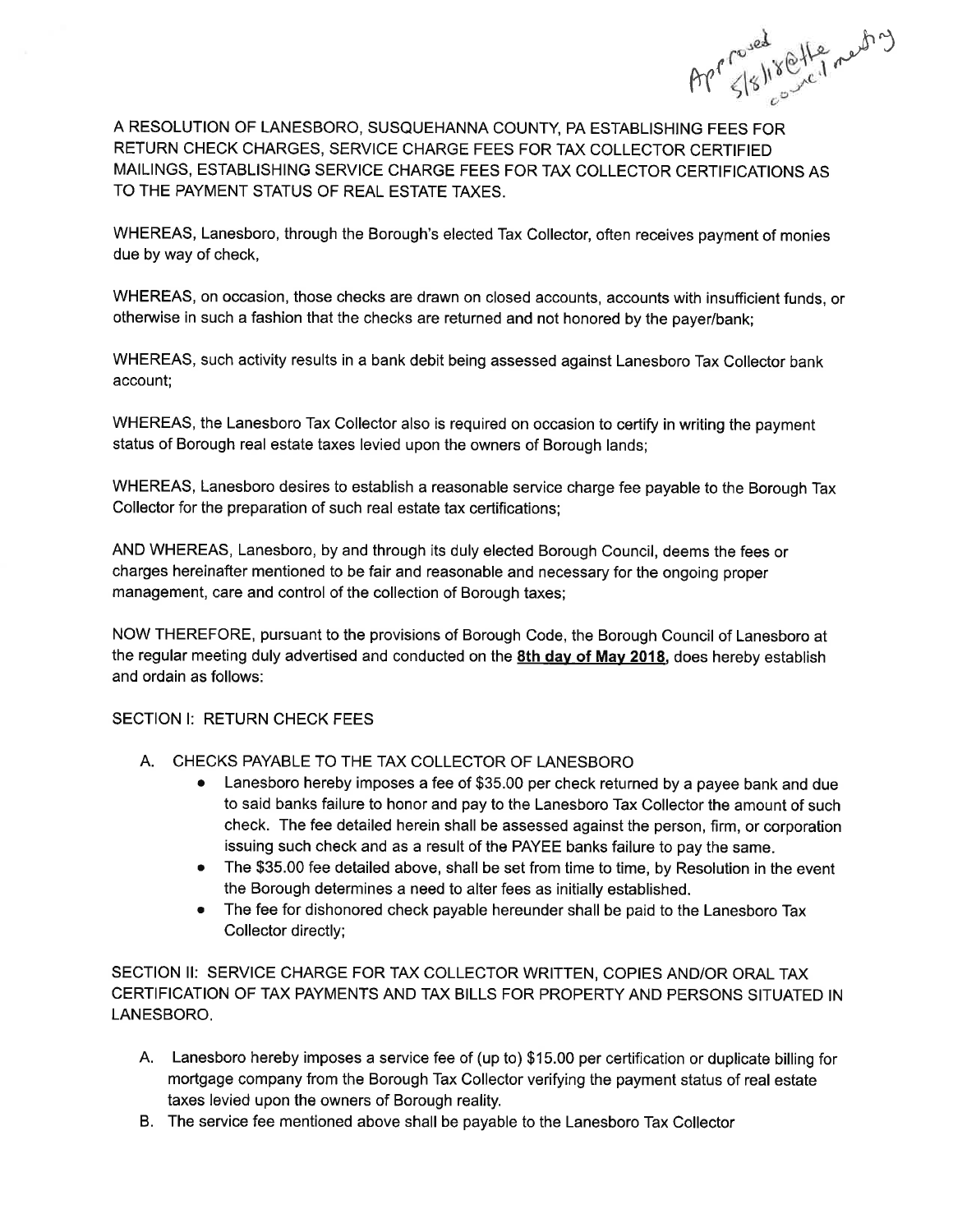Approved 5/8/18 @ the council meeting

A RESOLUTION OF LANESBORO, SUSQUEHANNA COUNTY, PA ESTABLISHING FEES FOR RETURN CHECK CHARGES, SERVICE CHARGE FEES FOR TAX COLLECTOR CERTIFIED MAILINGS, ESTABLISHING SERVICE CHARGE FEES FOR TAX COLLECTOR CERTIFICATIONS AS TO THE PAYMENT STATUS OF REAL ESTATE TAXES.

WHEREAS, Lanesboro, through the Borough's elected Tax Collector, often receives payment of monies due by way of check,

WHEREAS, on occasion, those checks are drawn on closed accounts, accounts with insufficient funds, or otherwise in such a fashion that the checks are returned and not honored by the payer/bank;

WHEREAS, such activity results in a bank debit being assessed against Lanesboro Tax Collector bank account;

WHEREAS, the Lanesboro Tax Collector also is required on occasion to certify in writing the payment status of Borough real estate taxes levied upon the owners of Borough lands;

WHEREAS, Lanesboro desires to establish a reasonable service charge fee payable to the Borough Tax Collector for the preparation of such real estate tax certifications;

AND WHEREAS, Lanesboro, by and through its duly elected Borough Council, deems the fees or charges hereinafter mentioned to be fair and reasonable and necessary for the ongoing proper management, care and control of the collection of Borough taxes;

NOW THEREFORE, pursuant to the provisions of Borough Code, the Borough Council of Lanesboro at the regular meeting duly advertised and conducted on the **8th day of May 2018**, does hereby establish and ordain as follows:

SECTION I: RETURN CHECK FEES

A. CHECKS PAYABLE TO THE TAX COLLECTOR OF LANESBORO
   - Lanesboro hereby imposes a fee of $35.00 per check returned by a payee bank and due to said banks failure to honor and pay to the Lanesboro Tax Collector the amount of such check. The fee detailed herein shall be assessed against the person, firm, or corporation issuing such check and as a result of the PAYEE banks failure to pay the same.
   - The $35.00 fee detailed above, shall be set from time to time, by Resolution in the event the Borough determines a need to alter fees as initially established.
   - The fee for dishonored check payable hereunder shall be paid to the Lanesboro Tax Collector directly;

SECTION II: SERVICE CHARGE FOR TAX COLLECTOR WRITTEN, COPIES AND/OR ORAL TAX CERTIFICATION OF TAX PAYMENTS AND TAX BILLS FOR PROPERTY AND PERSONS SITUATED IN LANESBORO.

A. Lanesboro hereby imposes a service fee of (up to) $15.00 per certification or duplicate billing for mortgage company from the Borough Tax Collector verifying the payment status of real estate taxes levied upon the owners of Borough reality.
B. The service fee mentioned above shall be payable to the Lanesboro Tax Collector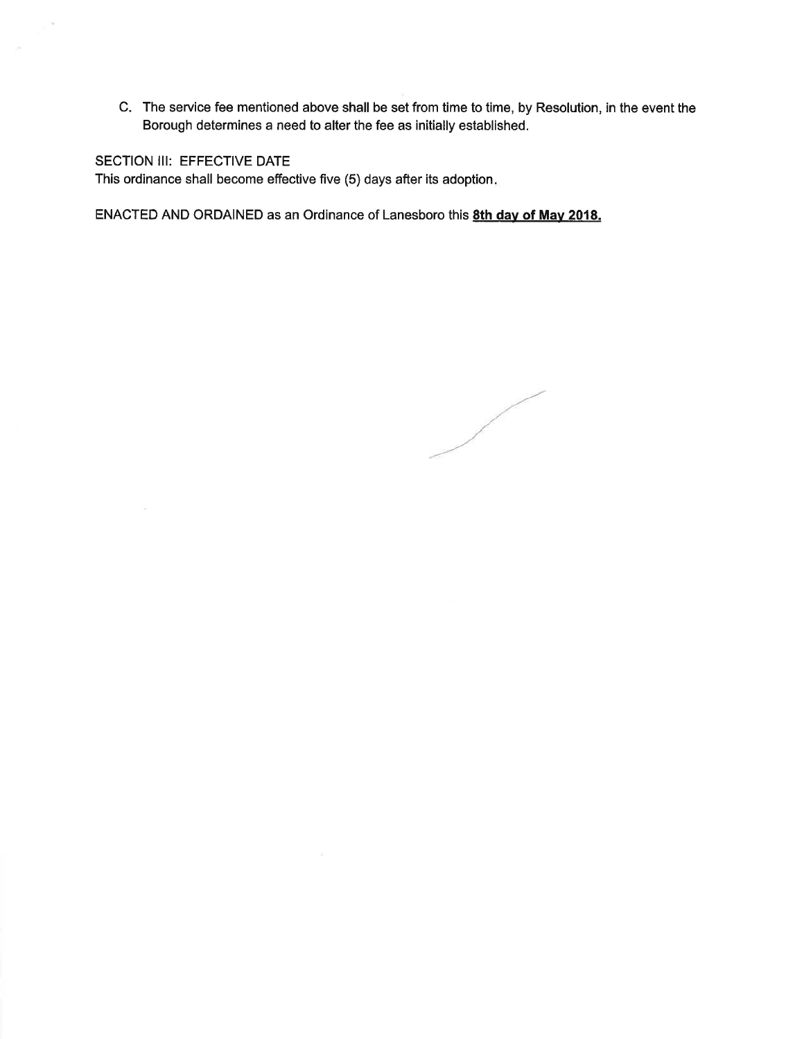C. The service fee mentioned above shall be set from time to time, by Resolution, in the event the Borough determines a need to alter the fee as initially established.

SECTION III: EFFECTIVE DATE

This ordinance shall become effective five (5) days after its adoption.

ENACTED AND ORDAINED as an Ordinance of Lanesboro this **8th day of May 2018.**